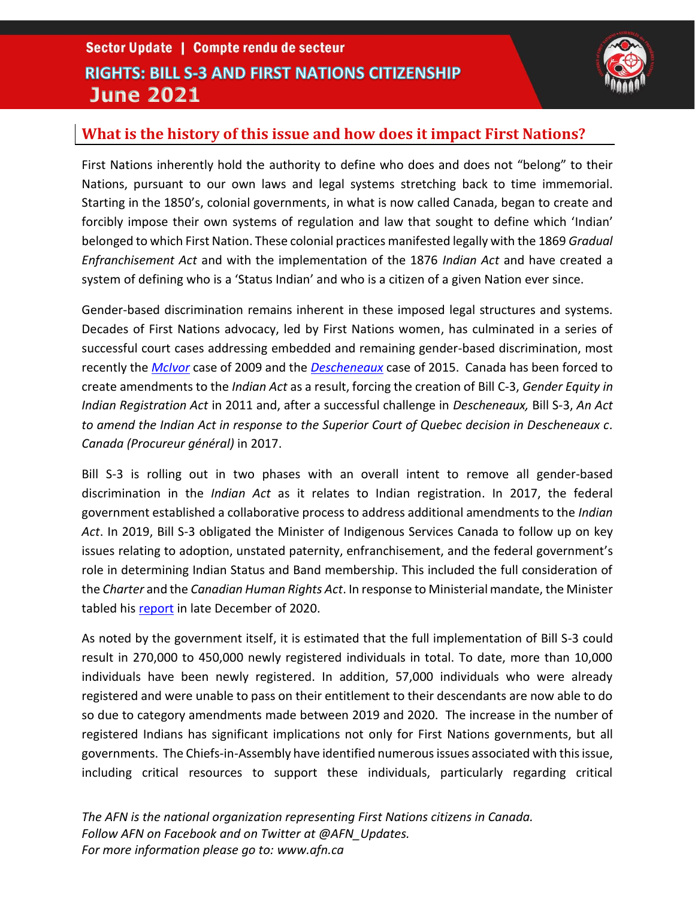Sector Update | Compte rendu de secteur

# RIGHTS: BILL S-3 AND FIRST NATIONS CITIZENSHIP

# June 2021

## What is the history of this issue and how does it impact First Nations?

First Nations inherently hold the authority to define who does and does not "belong" to their Nations, pursuant to our own laws and legal systems stretching back to time immemorial. Starting in the 1850's, colonial governments, in what is now called Canada, began to create and forcibly impose their own systems of regulation and law that sought to define which 'Indian' belonged to which First Nation. These colonial practices manifested legally with the 1869 *Gradual Enfranchisement Act* and with the implementation of the 1876 *Indian Act* and have created a system of defining who is a 'Status Indian' and who is a citizen of a given Nation ever since.

Gender-based discrimination remains inherent in these imposed legal structures and systems. Decades of First Nations advocacy, led by First Nations women, has culminated in a series of successful court cases addressing embedded and remaining gender-based discrimination, most recently the *McIvor* case of 2009 and the *Descheneaux* case of 2015. Canada has been forced to create amendments to the *Indian Act* as a result, forcing the creation of Bill C-3, *Gender Equity in Indian Registration Act* in 2011 and, after a successful challenge in *Descheneaux,* Bill S-3, *An Act to amend the Indian Act in response to the Superior Court of Quebec decision in Descheneaux c. Canada (Procureur général)* in 2017.

Bill S-3 is rolling out in two phases with an overall intent to remove all gender-based discrimination in the *Indian Act* as it relates to Indian registration. In 2017, the federal government established a collaborative process to address additional amendments to the *Indian Act*. In 2019, Bill S-3 obligated the Minister of Indigenous Services Canada to follow up on key issues relating to adoption, unstated paternity, enfranchisement, and the federal government's role in determining Indian Status and Band membership. This included the full consideration of the *Charter* and the *Canadian Human Rights Act*. In response to Ministerial mandate, the Minister tabled his report in late December of 2020.

As noted by the government itself, it is estimated that the full implementation of Bill S-3 could result in 270,000 to 450,000 newly registered individuals in total. To date, more than 10,000 individuals have been newly registered. In addition, 57,000 individuals who were already registered and were unable to pass on their entitlement to their descendants are now able to do so due to category amendments made between 2019 and 2020. The increase in the number of registered Indians has significant implications not only for First Nations governments, but all governments. The Chiefs-in-Assembly have identified numerous issues associated with this issue, including critical resources to support these individuals, particularly regarding critical

*The AFN is the national organization representing First Nations citizens in Canada.*
*Follow AFN on Facebook and on Twitter at @AFN_Updates.*
*For more information please go to: www.afn.ca*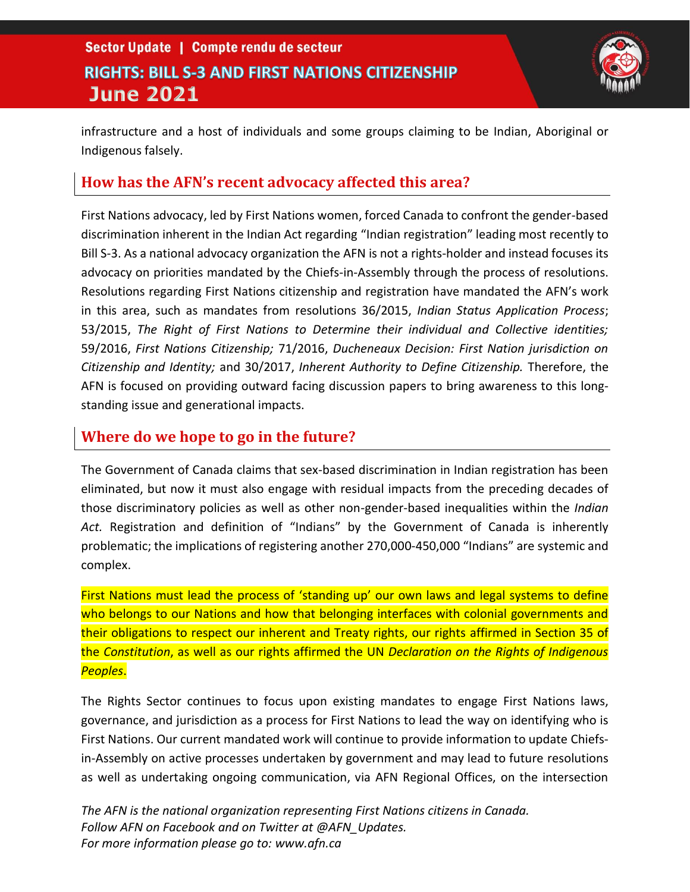infrastructure and a host of individuals and some groups claiming to be Indian, Aboriginal or Indigenous falsely.

## How has the AFN's recent advocacy affected this area?

First Nations advocacy, led by First Nations women, forced Canada to confront the gender-based discrimination inherent in the Indian Act regarding "Indian registration" leading most recently to Bill S-3. As a national advocacy organization the AFN is not a rights-holder and instead focuses its advocacy on priorities mandated by the Chiefs-in-Assembly through the process of resolutions. Resolutions regarding First Nations citizenship and registration have mandated the AFN's work in this area, such as mandates from resolutions 36/2015, *Indian Status Application Process*; 53/2015, *The Right of First Nations to Determine their individual and Collective identities;* 59/2016, *First Nations Citizenship;* 71/2016, *Ducheneaux Decision: First Nation jurisdiction on Citizenship and Identity;* and 30/2017, *Inherent Authority to Define Citizenship.* Therefore, the AFN is focused on providing outward facing discussion papers to bring awareness to this long-standing issue and generational impacts.

## Where do we hope to go in the future?

The Government of Canada claims that sex-based discrimination in Indian registration has been eliminated, but now it must also engage with residual impacts from the preceding decades of those discriminatory policies as well as other non-gender-based inequalities within the *Indian Act.* Registration and definition of "Indians" by the Government of Canada is inherently problematic; the implications of registering another 270,000-450,000 "Indians" are systemic and complex.

First Nations must lead the process of 'standing up' our own laws and legal systems to define who belongs to our Nations and how that belonging interfaces with colonial governments and their obligations to respect our inherent and Treaty rights, our rights affirmed in Section 35 of the *Constitution*, as well as our rights affirmed the UN *Declaration on the Rights of Indigenous Peoples*.

The Rights Sector continues to focus upon existing mandates to engage First Nations laws, governance, and jurisdiction as a process for First Nations to lead the way on identifying who is First Nations. Our current mandated work will continue to provide information to update Chiefs-in-Assembly on active processes undertaken by government and may lead to future resolutions as well as undertaking ongoing communication, via AFN Regional Offices, on the intersection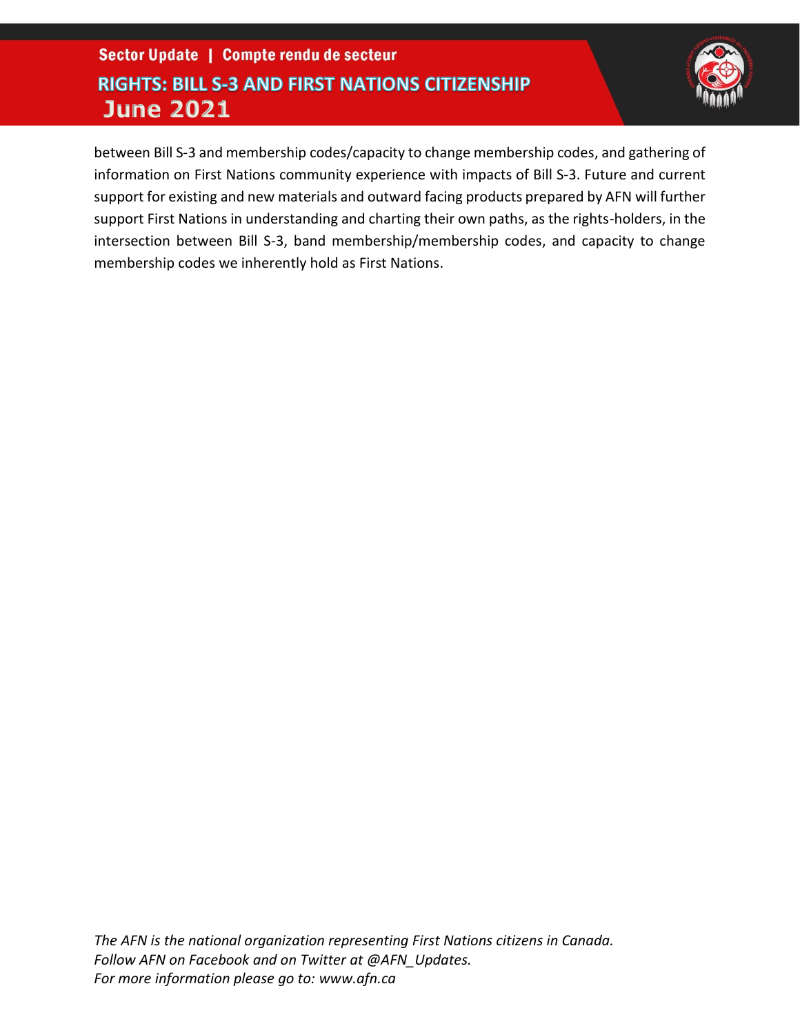between Bill S-3 and membership codes/capacity to change membership codes, and gathering of information on First Nations community experience with impacts of Bill S-3. Future and current support for existing and new materials and outward facing products prepared by AFN will further support First Nations in understanding and charting their own paths, as the rights-holders, in the intersection between Bill S-3, band membership/membership codes, and capacity to change membership codes we inherently hold as First Nations.

*The AFN is the national organization representing First Nations citizens in Canada.*
*Follow AFN on Facebook and on Twitter at @AFN_Updates.*
*For more information please go to: www.afn.ca*